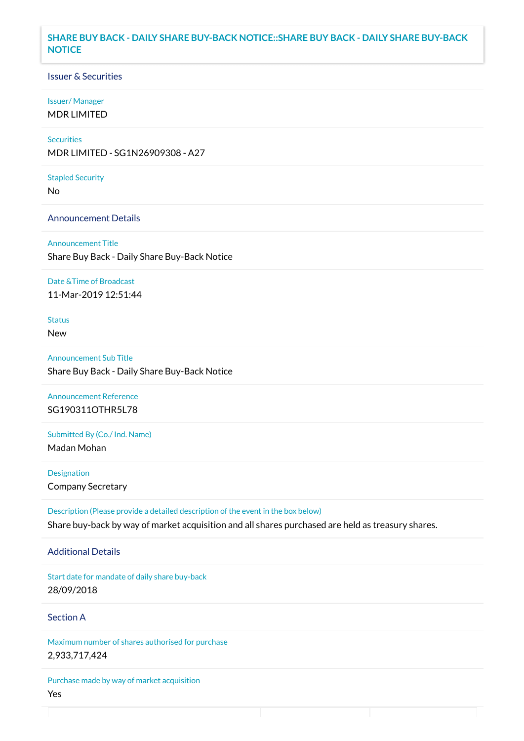# SHARE BUY BACK - DAILY SHARE BUY-BACK NOTICE::SHARE BUY BACK - DAILY SHARE BUY-BACK NOTICE

## Issuer & Securities

**Issuer/ Manager**

MDR LIMITED

**Securities**

MDR LIMITED - SG1N26909308 - A27

**Stapled Security**

No

## Announcement Details

**Announcement Title**

Share Buy Back - Daily Share Buy-Back Notice

**Date &Time of Broadcast**

11-Mar-2019 12:51:44

**Status**

New

**Announcement Sub Title**

Share Buy Back - Daily Share Buy-Back Notice

**Announcement Reference**

SG190311OTHR5L78

**Submitted By (Co./ Ind. Name)**

Madan Mohan

**Designation**

Company Secretary

**Description (Please provide a detailed description of the event in the box below)**

Share buy-back by way of market acquisition and all shares purchased are held as treasury shares.

## Additional Details

**Start date for mandate of daily share buy-back**

28/09/2018

## Section A

**Maximum number of shares authorised for purchase**

2,933,717,424

**Purchase made by way of market acquisition**

Yes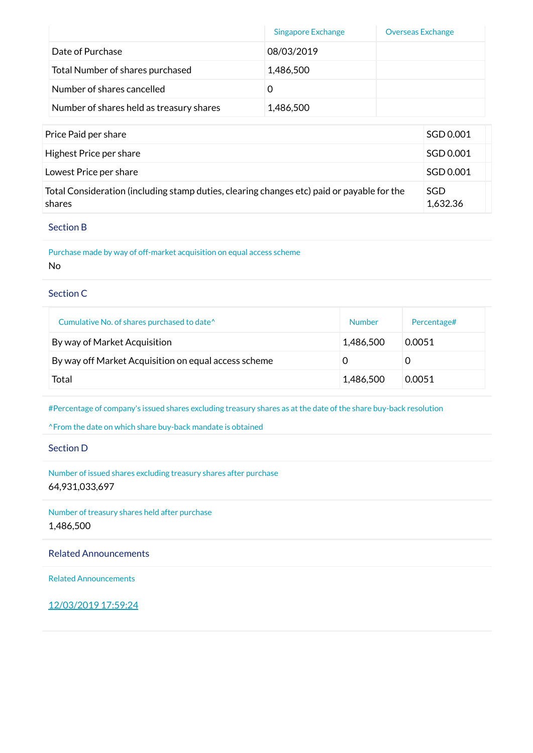| | Singapore Exchange | Overseas Exchange |
|---|---|---|
| Date of Purchase | 08/03/2019 | |
| Total Number of shares purchased | 1,486,500 | |
| Number of shares cancelled | 0 | |
| Number of shares held as treasury shares | 1,486,500 | |

| | |
|---|---|
| Price Paid per share | SGD 0.001 |
| Highest Price per share | SGD 0.001 |
| Lowest Price per share | SGD 0.001 |
| Total Consideration (including stamp duties, clearing changes etc) paid or payable for the shares | SGD 1,632.36 |

## Section B

Purchase made by way of off-market acquisition on equal access scheme

No

## Section C

| Cumulative No. of shares purchased to date^ | Number | Percentage# |
|---|---|---|
| By way of Market Acquisition | 1,486,500 | 0.0051 |
| By way off Market Acquisition on equal access scheme | 0 | 0 |
| Total | 1,486,500 | 0.0051 |

#Percentage of company's issued shares excluding treasury shares as at the date of the share buy-back resolution

^From the date on which share buy-back mandate is obtained

## Section D

Number of issued shares excluding treasury shares after purchase

64,931,033,697

Number of treasury shares held after purchase

1,486,500

## Related Announcements

Related Announcements

12/03/2019 17:59:24